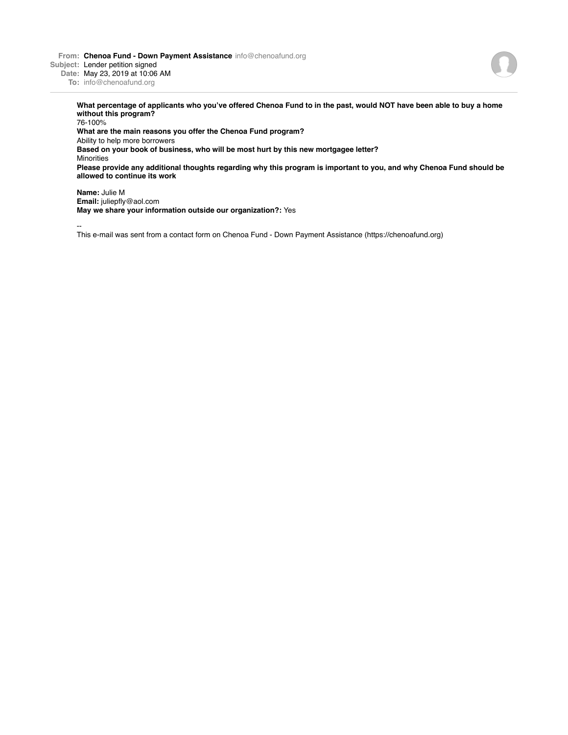**From:** **Chenoa Fund - Down Payment Assistance** info@chenoafund.org
**Subject:** Lender petition signed
**Date:** May 23, 2019 at 10:06 AM
**To:** info@chenoafund.org

**What percentage of applicants who you've offered Chenoa Fund to in the past, would NOT have been able to buy a home without this program?**
76-100%
**What are the main reasons you offer the Chenoa Fund program?**
Ability to help more borrowers
**Based on your book of business, who will be most hurt by this new mortgagee letter?**
Minorities
**Please provide any additional thoughts regarding why this program is important to you, and why Chenoa Fund should be allowed to continue its work**

**Name:** Julie M
**Email:** juliepfly@aol.com
**May we share your information outside our organization?:** Yes

--
This e-mail was sent from a contact form on Chenoa Fund - Down Payment Assistance (https://chenoafund.org)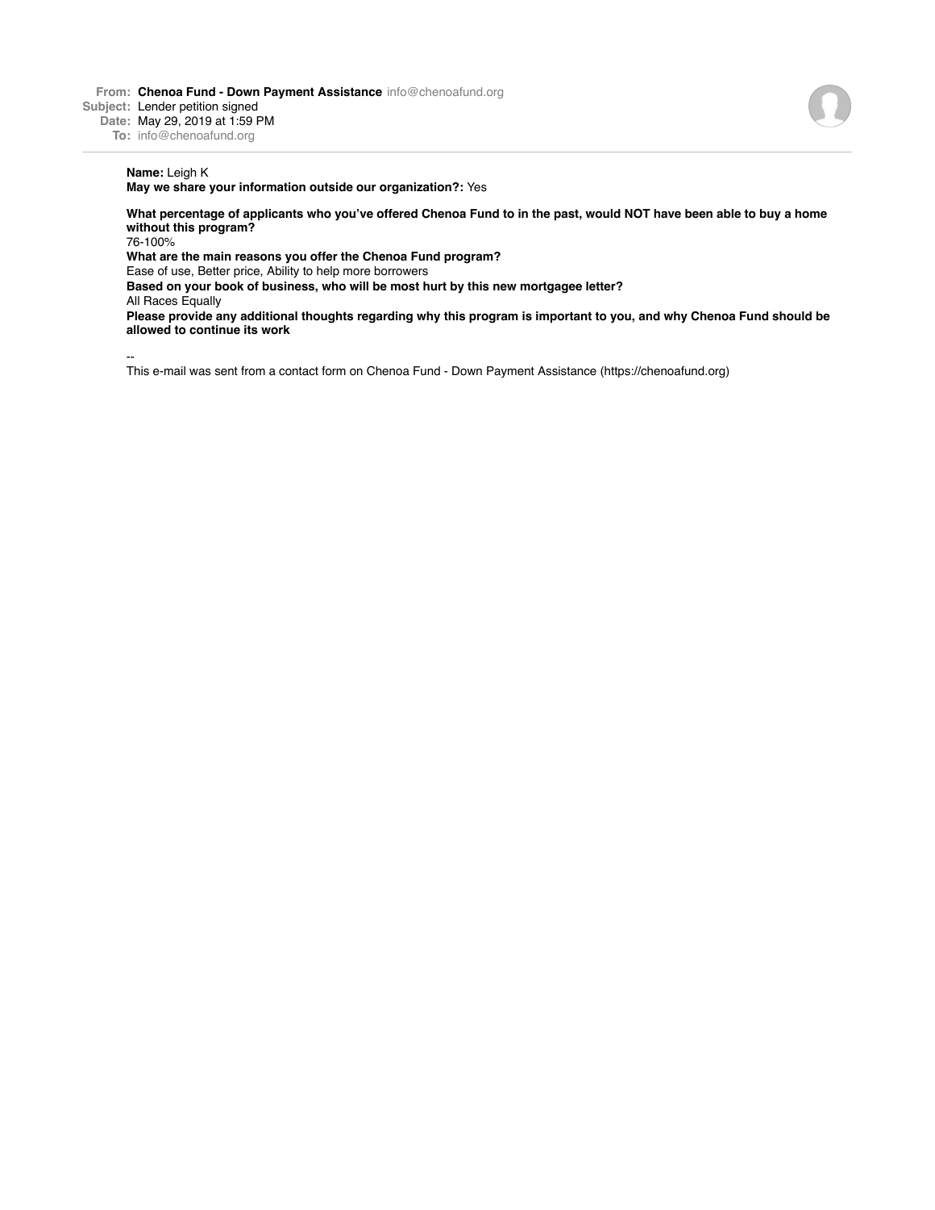**From:** **Chenoa Fund - Down Payment Assistance** info@chenoafund.org
**Subject:** Lender petition signed
**Date:** May 29, 2019 at 1:59 PM
**To:** info@chenoafund.org

**Name:** Leigh K
**May we share your information outside our organization?:** Yes

**What percentage of applicants who you've offered Chenoa Fund to in the past, would NOT have been able to buy a home without this program?**
76-100%
**What are the main reasons you offer the Chenoa Fund program?**
Ease of use, Better price, Ability to help more borrowers
**Based on your book of business, who will be most hurt by this new mortgagee letter?**
All Races Equally
**Please provide any additional thoughts regarding why this program is important to you, and why Chenoa Fund should be allowed to continue its work**

--
This e-mail was sent from a contact form on Chenoa Fund - Down Payment Assistance (https://chenoafund.org)